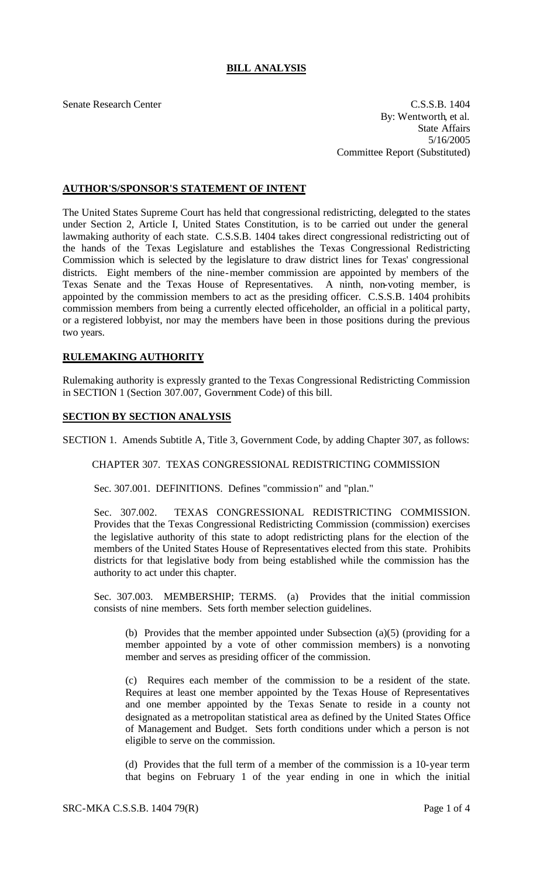# BILL ANALYSIS

Senate Research Center

C.S.S.B. 1404
By: Wentworth, et al.
State Affairs
5/16/2005
Committee Report (Substituted)

## AUTHOR'S/SPONSOR'S STATEMENT OF INTENT

The United States Supreme Court has held that congressional redistricting, delegated to the states under Section 2, Article I, United States Constitution, is to be carried out under the general lawmaking authority of each state. C.S.S.B. 1404 takes direct congressional redistricting out of the hands of the Texas Legislature and establishes the Texas Congressional Redistricting Commission which is selected by the legislature to draw district lines for Texas' congressional districts. Eight members of the nine-member commission are appointed by members of the Texas Senate and the Texas House of Representatives. A ninth, non-voting member, is appointed by the commission members to act as the presiding officer. C.S.S.B. 1404 prohibits commission members from being a currently elected officeholder, an official in a political party, or a registered lobbyist, nor may the members have been in those positions during the previous two years.

## RULEMAKING AUTHORITY

Rulemaking authority is expressly granted to the Texas Congressional Redistricting Commission in SECTION 1 (Section 307.007, Government Code) of this bill.

## SECTION BY SECTION ANALYSIS

SECTION 1. Amends Subtitle A, Title 3, Government Code, by adding Chapter 307, as follows:

CHAPTER 307. TEXAS CONGRESSIONAL REDISTRICTING COMMISSION

Sec. 307.001. DEFINITIONS. Defines "commission" and "plan."

Sec. 307.002. TEXAS CONGRESSIONAL REDISTRICTING COMMISSION. Provides that the Texas Congressional Redistricting Commission (commission) exercises the legislative authority of this state to adopt redistricting plans for the election of the members of the United States House of Representatives elected from this state. Prohibits districts for that legislative body from being established while the commission has the authority to act under this chapter.

Sec. 307.003. MEMBERSHIP; TERMS. (a) Provides that the initial commission consists of nine members. Sets forth member selection guidelines.

(b) Provides that the member appointed under Subsection (a)(5) (providing for a member appointed by a vote of other commission members) is a nonvoting member and serves as presiding officer of the commission.

(c) Requires each member of the commission to be a resident of the state. Requires at least one member appointed by the Texas House of Representatives and one member appointed by the Texas Senate to reside in a county not designated as a metropolitan statistical area as defined by the United States Office of Management and Budget. Sets forth conditions under which a person is not eligible to serve on the commission.

(d) Provides that the full term of a member of the commission is a 10-year term that begins on February 1 of the year ending in one in which the initial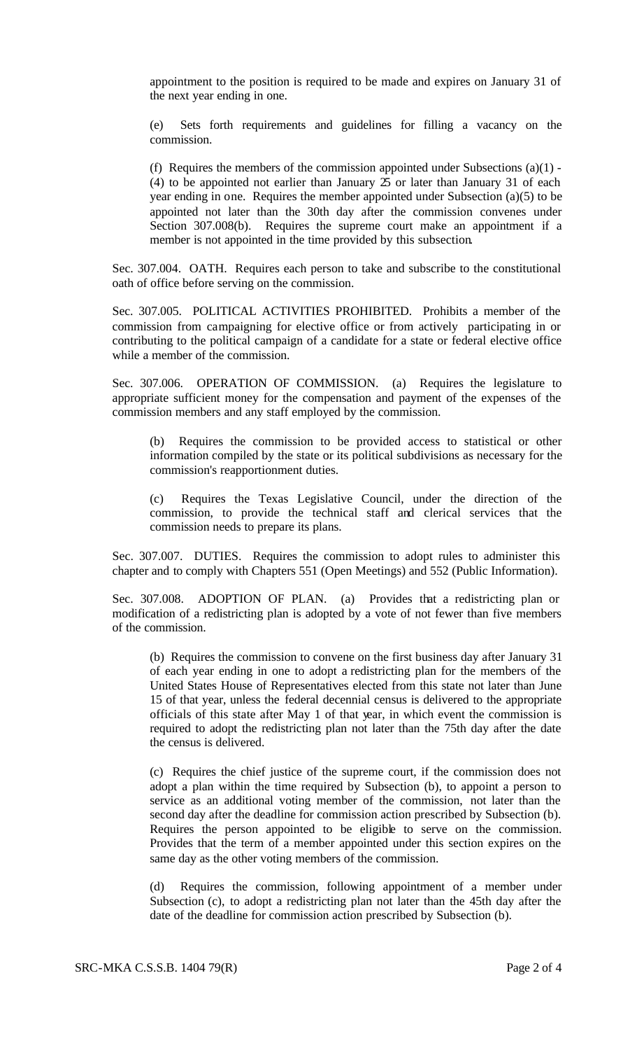appointment to the position is required to be made and expires on January 31 of the next year ending in one.

(e) Sets forth requirements and guidelines for filling a vacancy on the commission.

(f) Requires the members of the commission appointed under Subsections (a)(1) - (4) to be appointed not earlier than January 25 or later than January 31 of each year ending in one. Requires the member appointed under Subsection (a)(5) to be appointed not later than the 30th day after the commission convenes under Section 307.008(b). Requires the supreme court make an appointment if a member is not appointed in the time provided by this subsection.

Sec. 307.004. OATH. Requires each person to take and subscribe to the constitutional oath of office before serving on the commission.

Sec. 307.005. POLITICAL ACTIVITIES PROHIBITED. Prohibits a member of the commission from campaigning for elective office or from actively participating in or contributing to the political campaign of a candidate for a state or federal elective office while a member of the commission.

Sec. 307.006. OPERATION OF COMMISSION. (a) Requires the legislature to appropriate sufficient money for the compensation and payment of the expenses of the commission members and any staff employed by the commission.

(b) Requires the commission to be provided access to statistical or other information compiled by the state or its political subdivisions as necessary for the commission's reapportionment duties.

(c) Requires the Texas Legislative Council, under the direction of the commission, to provide the technical staff and clerical services that the commission needs to prepare its plans.

Sec. 307.007. DUTIES. Requires the commission to adopt rules to administer this chapter and to comply with Chapters 551 (Open Meetings) and 552 (Public Information).

Sec. 307.008. ADOPTION OF PLAN. (a) Provides that a redistricting plan or modification of a redistricting plan is adopted by a vote of not fewer than five members of the commission.

(b) Requires the commission to convene on the first business day after January 31 of each year ending in one to adopt a redistricting plan for the members of the United States House of Representatives elected from this state not later than June 15 of that year, unless the federal decennial census is delivered to the appropriate officials of this state after May 1 of that year, in which event the commission is required to adopt the redistricting plan not later than the 75th day after the date the census is delivered.

(c) Requires the chief justice of the supreme court, if the commission does not adopt a plan within the time required by Subsection (b), to appoint a person to service as an additional voting member of the commission, not later than the second day after the deadline for commission action prescribed by Subsection (b). Requires the person appointed to be eligible to serve on the commission. Provides that the term of a member appointed under this section expires on the same day as the other voting members of the commission.

(d) Requires the commission, following appointment of a member under Subsection (c), to adopt a redistricting plan not later than the 45th day after the date of the deadline for commission action prescribed by Subsection (b).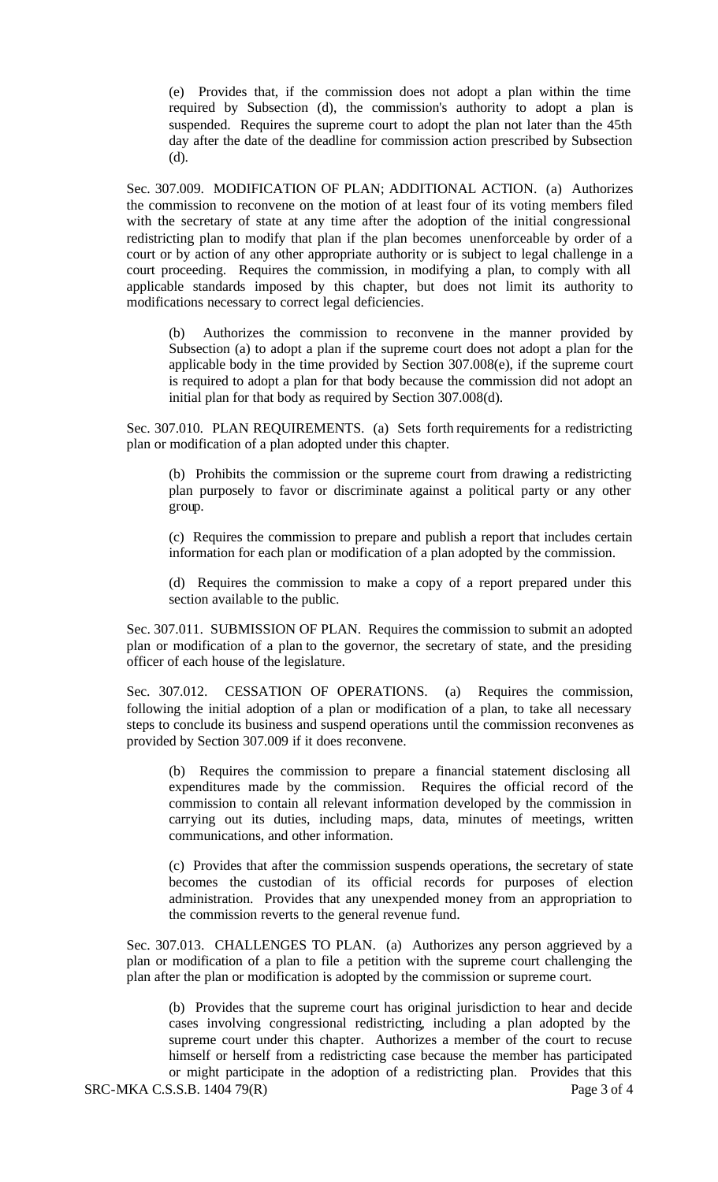(e) Provides that, if the commission does not adopt a plan within the time required by Subsection (d), the commission's authority to adopt a plan is suspended. Requires the supreme court to adopt the plan not later than the 45th day after the date of the deadline for commission action prescribed by Subsection (d).

Sec. 307.009. MODIFICATION OF PLAN; ADDITIONAL ACTION. (a) Authorizes the commission to reconvene on the motion of at least four of its voting members filed with the secretary of state at any time after the adoption of the initial congressional redistricting plan to modify that plan if the plan becomes unenforceable by order of a court or by action of any other appropriate authority or is subject to legal challenge in a court proceeding. Requires the commission, in modifying a plan, to comply with all applicable standards imposed by this chapter, but does not limit its authority to modifications necessary to correct legal deficiencies.

(b) Authorizes the commission to reconvene in the manner provided by Subsection (a) to adopt a plan if the supreme court does not adopt a plan for the applicable body in the time provided by Section 307.008(e), if the supreme court is required to adopt a plan for that body because the commission did not adopt an initial plan for that body as required by Section 307.008(d).

Sec. 307.010. PLAN REQUIREMENTS. (a) Sets forth requirements for a redistricting plan or modification of a plan adopted under this chapter.

(b) Prohibits the commission or the supreme court from drawing a redistricting plan purposely to favor or discriminate against a political party or any other group.

(c) Requires the commission to prepare and publish a report that includes certain information for each plan or modification of a plan adopted by the commission.

(d) Requires the commission to make a copy of a report prepared under this section available to the public.

Sec. 307.011. SUBMISSION OF PLAN. Requires the commission to submit an adopted plan or modification of a plan to the governor, the secretary of state, and the presiding officer of each house of the legislature.

Sec. 307.012. CESSATION OF OPERATIONS. (a) Requires the commission, following the initial adoption of a plan or modification of a plan, to take all necessary steps to conclude its business and suspend operations until the commission reconvenes as provided by Section 307.009 if it does reconvene.

(b) Requires the commission to prepare a financial statement disclosing all expenditures made by the commission. Requires the official record of the commission to contain all relevant information developed by the commission in carrying out its duties, including maps, data, minutes of meetings, written communications, and other information.

(c) Provides that after the commission suspends operations, the secretary of state becomes the custodian of its official records for purposes of election administration. Provides that any unexpended money from an appropriation to the commission reverts to the general revenue fund.

Sec. 307.013. CHALLENGES TO PLAN. (a) Authorizes any person aggrieved by a plan or modification of a plan to file a petition with the supreme court challenging the plan after the plan or modification is adopted by the commission or supreme court.

(b) Provides that the supreme court has original jurisdiction to hear and decide cases involving congressional redistricting, including a plan adopted by the supreme court under this chapter. Authorizes a member of the court to recuse himself or herself from a redistricting case because the member has participated or might participate in the adoption of a redistricting plan. Provides that this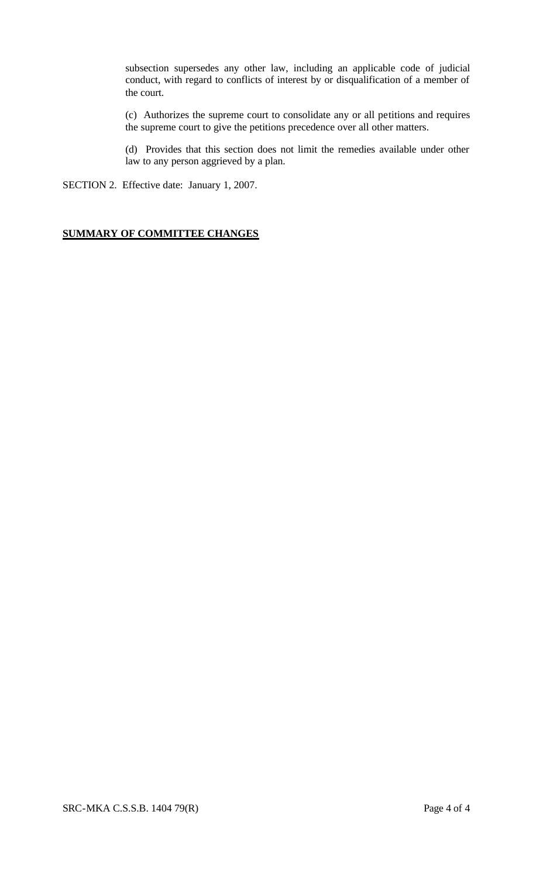subsection supersedes any other law, including an applicable code of judicial conduct, with regard to conflicts of interest by or disqualification of a member of the court.

(c) Authorizes the supreme court to consolidate any or all petitions and requires the supreme court to give the petitions precedence over all other matters.

(d) Provides that this section does not limit the remedies available under other law to any person aggrieved by a plan.

SECTION 2. Effective date: January 1, 2007.

**SUMMARY OF COMMITTEE CHANGES**